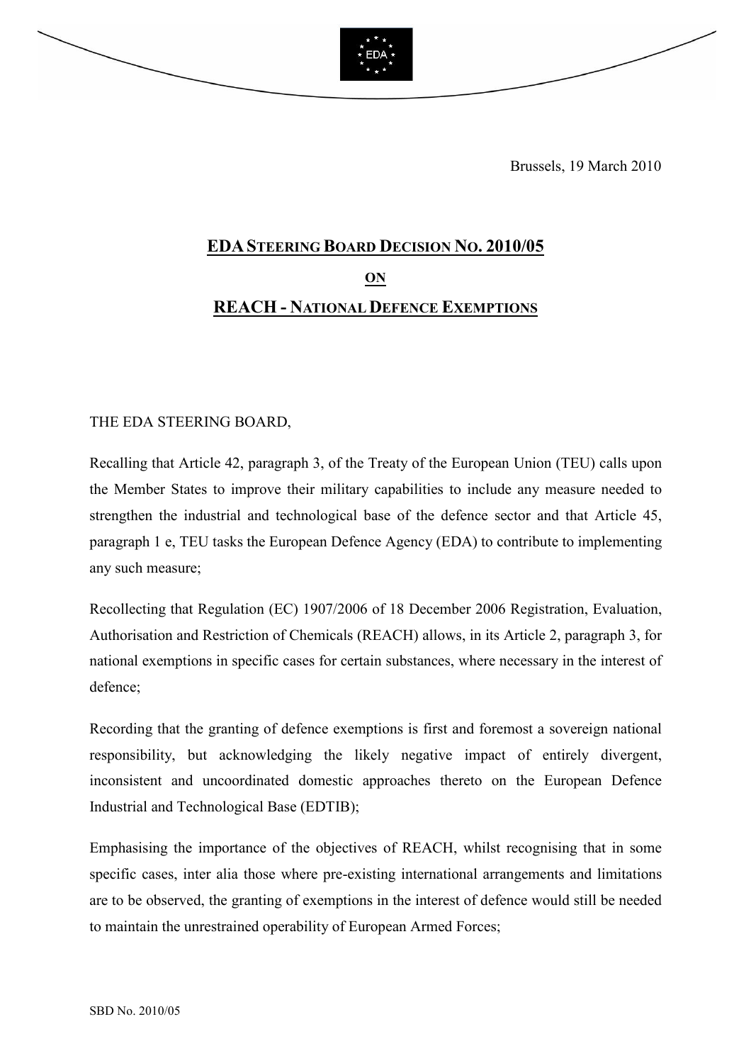Brussels, 19 March 2010

# EDA STEERING BOARD DECISION NO. 2010/05

## ON

## REACH - NATIONAL DEFENCE EXEMPTIONS

THE EDA STEERING BOARD,

Recalling that Article 42, paragraph 3, of the Treaty of the European Union (TEU) calls upon the Member States to improve their military capabilities to include any measure needed to strengthen the industrial and technological base of the defence sector and that Article 45, paragraph 1 e, TEU tasks the European Defence Agency (EDA) to contribute to implementing any such measure;

Recollecting that Regulation (EC) 1907/2006 of 18 December 2006 Registration, Evaluation, Authorisation and Restriction of Chemicals (REACH) allows, in its Article 2, paragraph 3, for national exemptions in specific cases for certain substances, where necessary in the interest of defence;

Recording that the granting of defence exemptions is first and foremost a sovereign national responsibility, but acknowledging the likely negative impact of entirely divergent, inconsistent and uncoordinated domestic approaches thereto on the European Defence Industrial and Technological Base (EDTIB);

Emphasising the importance of the objectives of REACH, whilst recognising that in some specific cases, inter alia those where pre-existing international arrangements and limitations are to be observed, the granting of exemptions in the interest of defence would still be needed to maintain the unrestrained operability of European Armed Forces;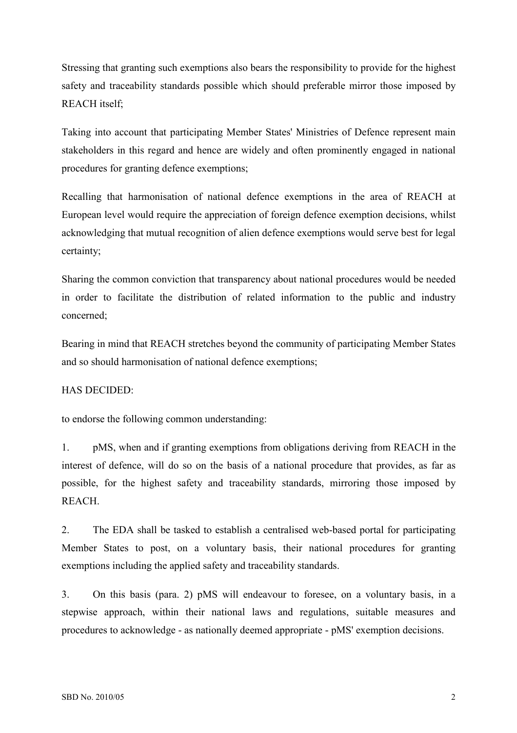Stressing that granting such exemptions also bears the responsibility to provide for the highest safety and traceability standards possible which should preferable mirror those imposed by REACH itself;

Taking into account that participating Member States' Ministries of Defence represent main stakeholders in this regard and hence are widely and often prominently engaged in national procedures for granting defence exemptions;

Recalling that harmonisation of national defence exemptions in the area of REACH at European level would require the appreciation of foreign defence exemption decisions, whilst acknowledging that mutual recognition of alien defence exemptions would serve best for legal certainty;

Sharing the common conviction that transparency about national procedures would be needed in order to facilitate the distribution of related information to the public and industry concerned;

Bearing in mind that REACH stretches beyond the community of participating Member States and so should harmonisation of national defence exemptions;

HAS DECIDED:

to endorse the following common understanding:

1. pMS, when and if granting exemptions from obligations deriving from REACH in the interest of defence, will do so on the basis of a national procedure that provides, as far as possible, for the highest safety and traceability standards, mirroring those imposed by REACH.

2. The EDA shall be tasked to establish a centralised web-based portal for participating Member States to post, on a voluntary basis, their national procedures for granting exemptions including the applied safety and traceability standards.

3. On this basis (para. 2) pMS will endeavour to foresee, on a voluntary basis, in a stepwise approach, within their national laws and regulations, suitable measures and procedures to acknowledge - as nationally deemed appropriate - pMS' exemption decisions.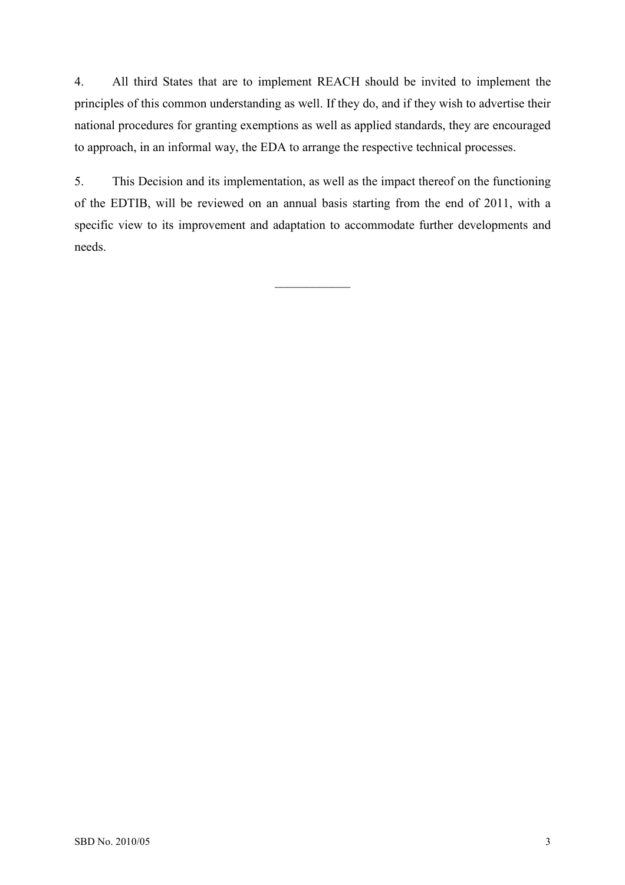4. All third States that are to implement REACH should be invited to implement the principles of this common understanding as well. If they do, and if they wish to advertise their national procedures for granting exemptions as well as applied standards, they are encouraged to approach, in an informal way, the EDA to arrange the respective technical processes.

5. This Decision and its implementation, as well as the impact thereof on the functioning of the EDTIB, will be reviewed on an annual basis starting from the end of 2011, with a specific view to its improvement and adaptation to accommodate further developments and needs.

____________